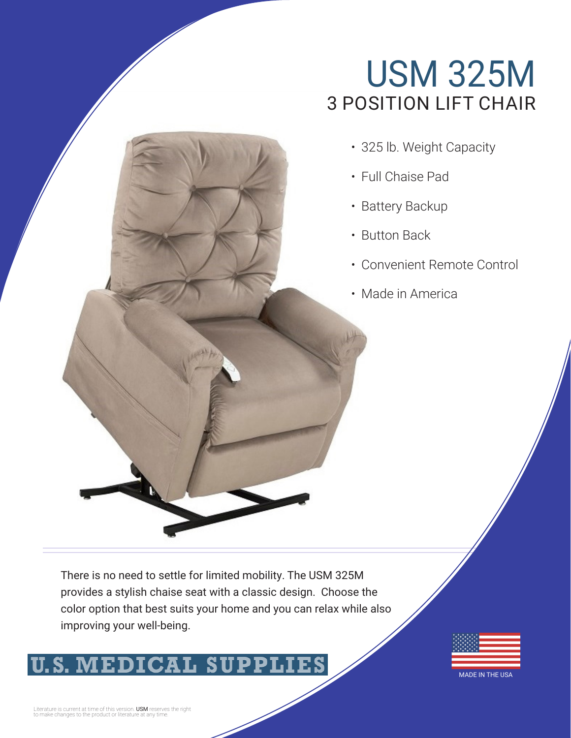# USM 325M

## 3 POSITION LIFT CHAIR

- 325 lb. Weight Capacity
- Full Chaise Pad
- Battery Backup
- Button Back
- Convenient Remote Control
- Made in America

There is no need to settle for limited mobility. The USM 325M provides a stylish chaise seat with a classic design. Choose the color option that best suits your home and you can relax while also improving your well-being.

**U.S. MEDICAL SUPPLIES**

MADE IN THE USA

Literature is current at time of this version. USM reserves the right to make changes to the product or literature at any time.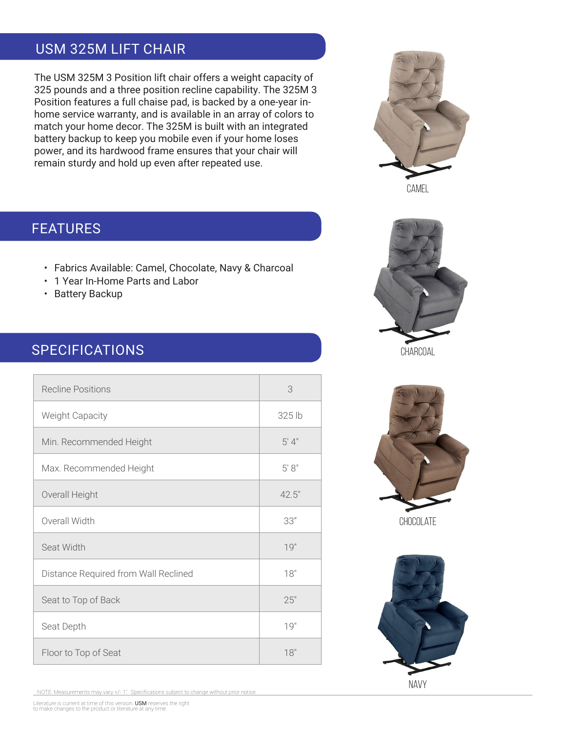# USM 325M LIFT CHAIR

The USM 325M 3 Position lift chair offers a weight capacity of 325 pounds and a three position recline capability. The 325M 3 Position features a full chaise pad, is backed by a one-year in-home service warranty, and is available in an array of colors to match your home decor. The 325M is built with an integrated battery backup to keep you mobile even if your home loses power, and its hardwood frame ensures that your chair will remain sturdy and hold up even after repeated use.

CAMEL

## FEATURES

- Fabrics Available: Camel, Chocolate, Navy & Charcoal
- 1 Year In-Home Parts and Labor
- Battery Backup

CHARCOAL

## SPECIFICATIONS

| | |
|---|---|
| Recline Positions | 3 |
| Weight Capacity | 325 lb |
| Min. Recommended Height | 5' 4" |
| Max. Recommended Height | 5' 8" |
| Overall Height | 42.5" |
| Overall Width | 33" |
| Seat Width | 19" |
| Distance Required from Wall Reclined | 18" |
| Seat to Top of Back | 25" |
| Seat Depth | 19" |
| Floor to Top of Seat | 18" |

CHOCOLATE

NAVY

NOTE: Measurements may vary +/- 1". Specifications subject to change without prior notice.

Literature is current at time of this version. USM reserves the right to make changes to the product or literature at any time.